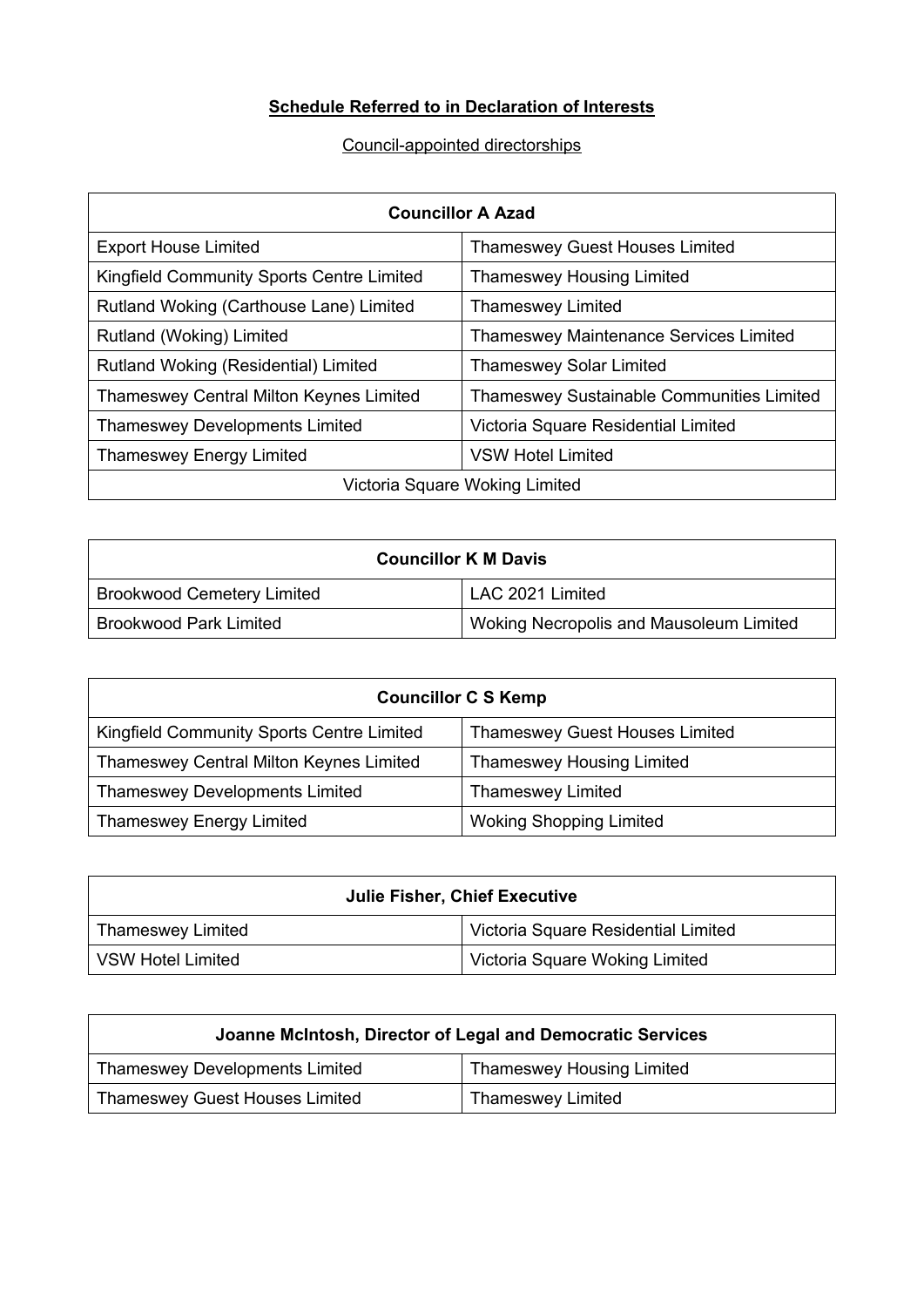**Schedule Referred to in Declaration of Interests**

Council-appointed directorships

| **Councillor A Azad** | |
|---|---|
| Export House Limited | Thameswey Guest Houses Limited |
| Kingfield Community Sports Centre Limited | Thameswey Housing Limited |
| Rutland Woking (Carthouse Lane) Limited | Thameswey Limited |
| Rutland (Woking) Limited | Thameswey Maintenance Services Limited |
| Rutland Woking (Residential) Limited | Thameswey Solar Limited |
| Thameswey Central Milton Keynes Limited | Thameswey Sustainable Communities Limited |
| Thameswey Developments Limited | Victoria Square Residential Limited |
| Thameswey Energy Limited | VSW Hotel Limited |
| Victoria Square Woking Limited | |

| **Councillor K M Davis** | |
|---|---|
| Brookwood Cemetery Limited | LAC 2021 Limited |
| Brookwood Park Limited | Woking Necropolis and Mausoleum Limited |

| **Councillor C S Kemp** | |
|---|---|
| Kingfield Community Sports Centre Limited | Thameswey Guest Houses Limited |
| Thameswey Central Milton Keynes Limited | Thameswey Housing Limited |
| Thameswey Developments Limited | Thameswey Limited |
| Thameswey Energy Limited | Woking Shopping Limited |

| **Julie Fisher, Chief Executive** | |
|---|---|
| Thameswey Limited | Victoria Square Residential Limited |
| VSW Hotel Limited | Victoria Square Woking Limited |

| **Joanne McIntosh, Director of Legal and Democratic Services** | |
|---|---|
| Thameswey Developments Limited | Thameswey Housing Limited |
| Thameswey Guest Houses Limited | Thameswey Limited |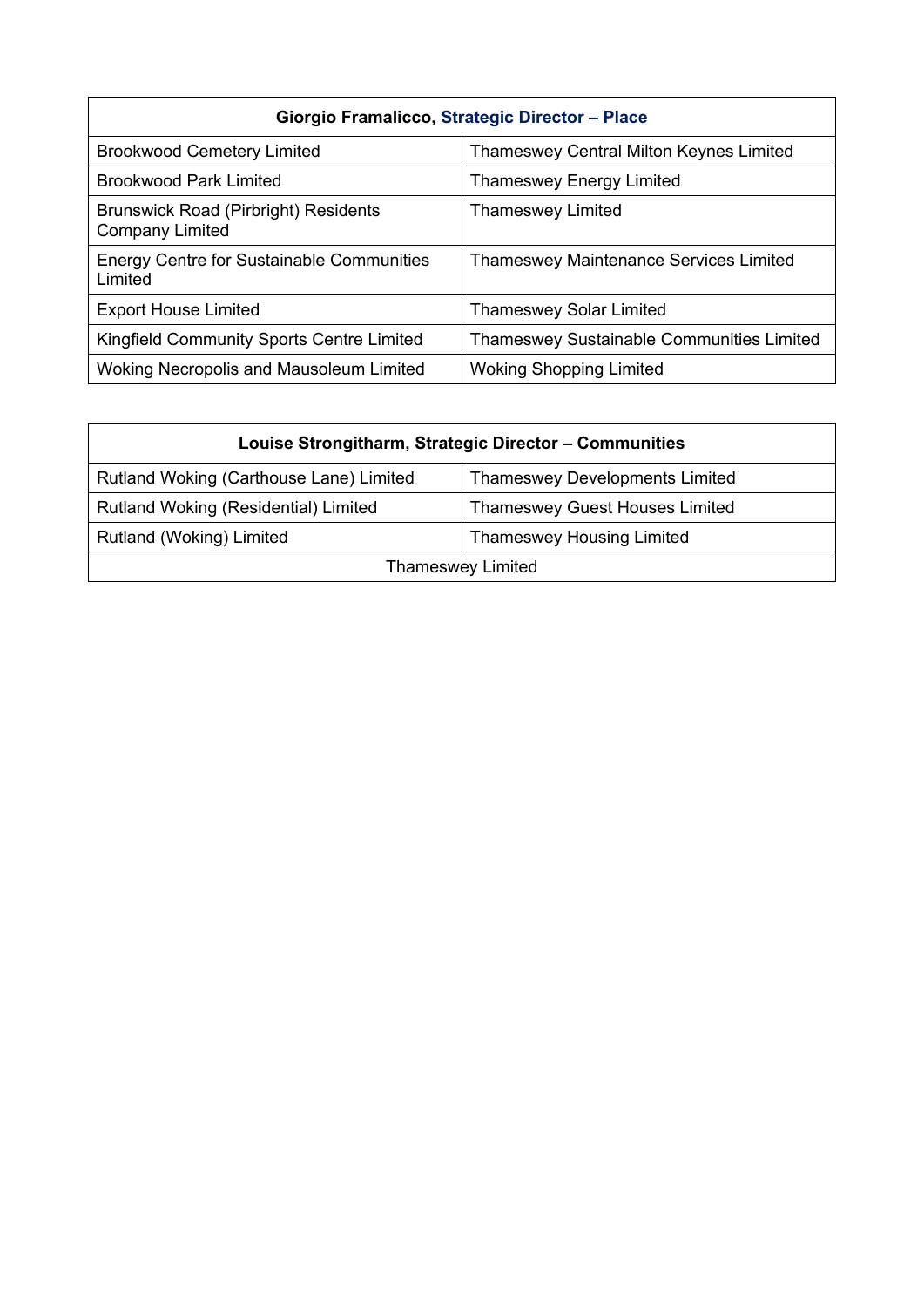| Giorgio Framalicco, Strategic Director – Place | |
|---|---|
| Brookwood Cemetery Limited | Thameswey Central Milton Keynes Limited |
| Brookwood Park Limited | Thameswey Energy Limited |
| Brunswick Road (Pirbright) Residents Company Limited | Thameswey Limited |
| Energy Centre for Sustainable Communities Limited | Thameswey Maintenance Services Limited |
| Export House Limited | Thameswey Solar Limited |
| Kingfield Community Sports Centre Limited | Thameswey Sustainable Communities Limited |
| Woking Necropolis and Mausoleum Limited | Woking Shopping Limited |

| Louise Strongitharm, Strategic Director – Communities | |
|---|---|
| Rutland Woking (Carthouse Lane) Limited | Thameswey Developments Limited |
| Rutland Woking (Residential) Limited | Thameswey Guest Houses Limited |
| Rutland (Woking) Limited | Thameswey Housing Limited |
| Thameswey Limited | |